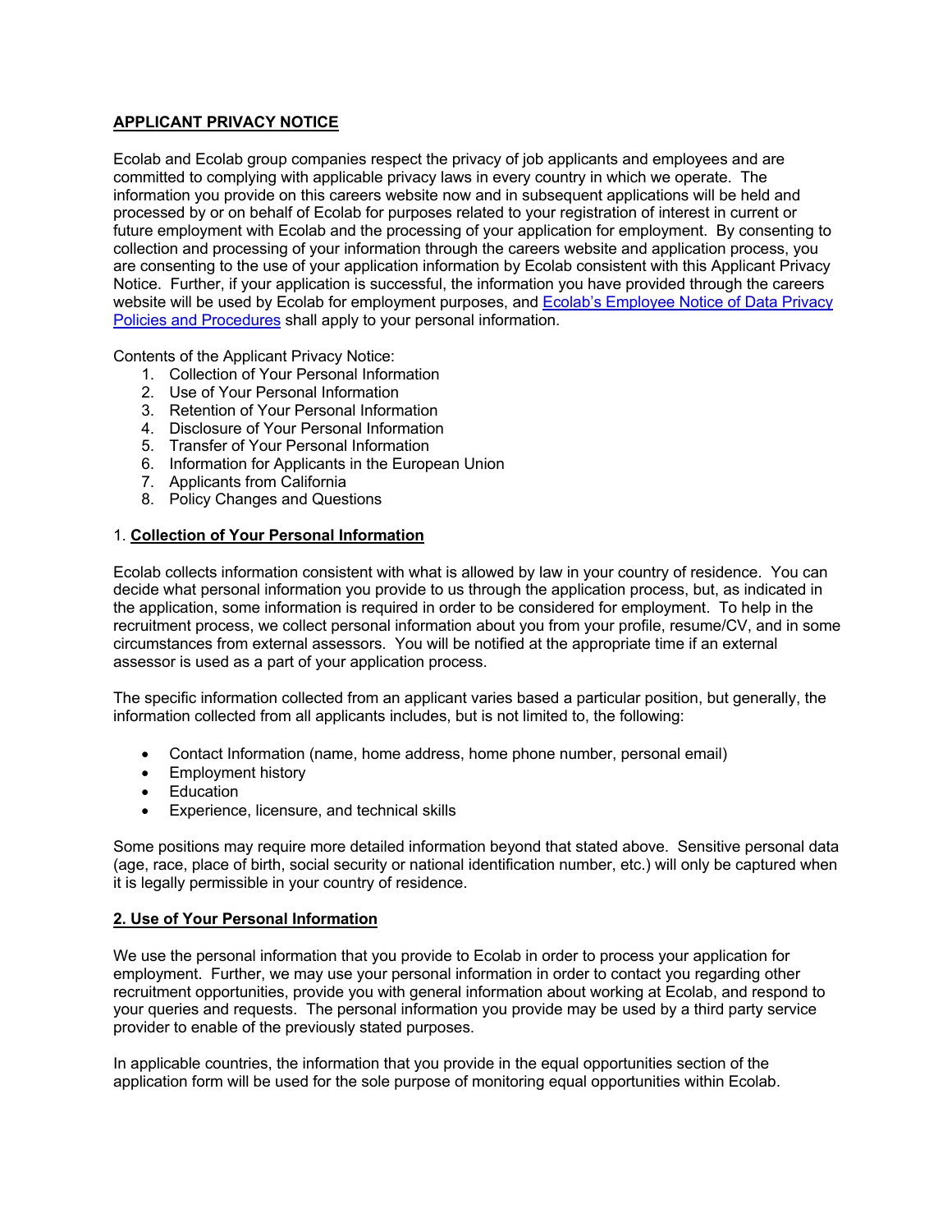## APPLICANT PRIVACY NOTICE

Ecolab and Ecolab group companies respect the privacy of job applicants and employees and are committed to complying with applicable privacy laws in every country in which we operate. The information you provide on this careers website now and in subsequent applications will be held and processed by or on behalf of Ecolab for purposes related to your registration of interest in current or future employment with Ecolab and the processing of your application for employment. By consenting to collection and processing of your information through the careers website and application process, you are consenting to the use of your application information by Ecolab consistent with this Applicant Privacy Notice. Further, if your application is successful, the information you have provided through the careers website will be used by Ecolab for employment purposes, and Ecolab's Employee Notice of Data Privacy Policies and Procedures shall apply to your personal information.

Contents of the Applicant Privacy Notice:

1. Collection of Your Personal Information
2. Use of Your Personal Information
3. Retention of Your Personal Information
4. Disclosure of Your Personal Information
5. Transfer of Your Personal Information
6. Information for Applicants in the European Union
7. Applicants from California
8. Policy Changes and Questions

### 1. Collection of Your Personal Information

Ecolab collects information consistent with what is allowed by law in your country of residence. You can decide what personal information you provide to us through the application process, but, as indicated in the application, some information is required in order to be considered for employment. To help in the recruitment process, we collect personal information about you from your profile, resume/CV, and in some circumstances from external assessors. You will be notified at the appropriate time if an external assessor is used as a part of your application process.

The specific information collected from an applicant varies based a particular position, but generally, the information collected from all applicants includes, but is not limited to, the following:

- Contact Information (name, home address, home phone number, personal email)
- Employment history
- Education
- Experience, licensure, and technical skills

Some positions may require more detailed information beyond that stated above. Sensitive personal data (age, race, place of birth, social security or national identification number, etc.) will only be captured when it is legally permissible in your country of residence.

### 2. Use of Your Personal Information

We use the personal information that you provide to Ecolab in order to process your application for employment. Further, we may use your personal information in order to contact you regarding other recruitment opportunities, provide you with general information about working at Ecolab, and respond to your queries and requests. The personal information you provide may be used by a third party service provider to enable of the previously stated purposes.

In applicable countries, the information that you provide in the equal opportunities section of the application form will be used for the sole purpose of monitoring equal opportunities within Ecolab.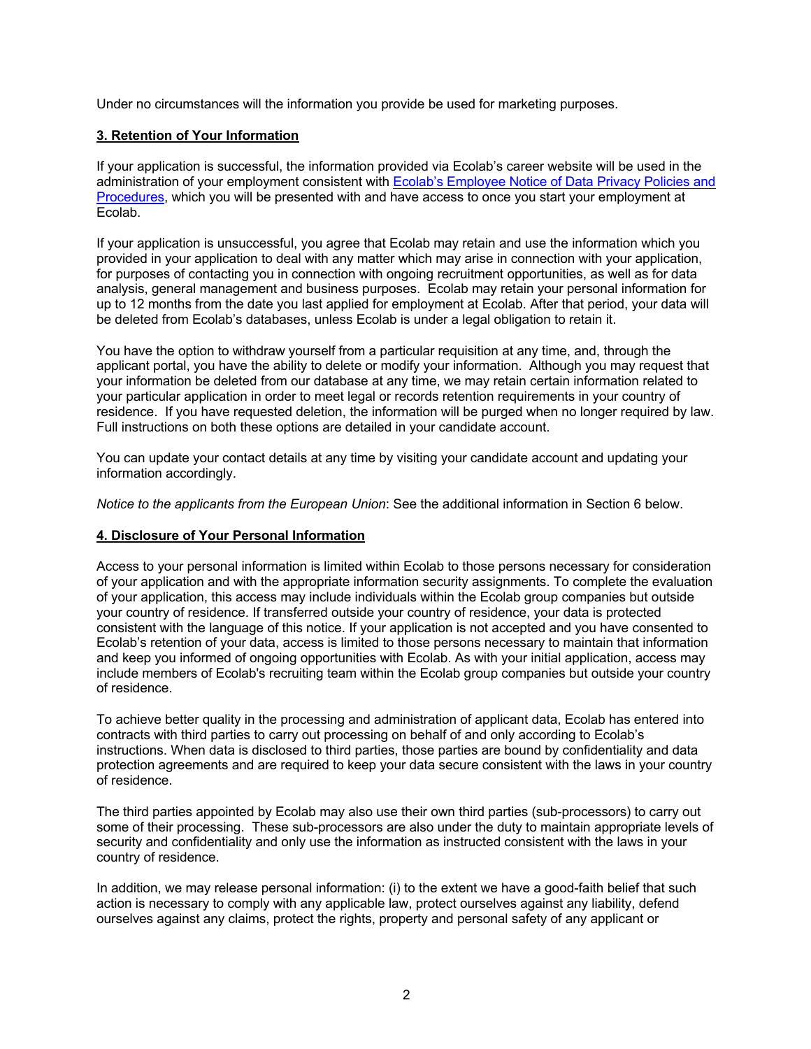Under no circumstances will the information you provide be used for marketing purposes.

## 3. Retention of Your Information

If your application is successful, the information provided via Ecolab's career website will be used in the administration of your employment consistent with Ecolab's Employee Notice of Data Privacy Policies and Procedures, which you will be presented with and have access to once you start your employment at Ecolab.

If your application is unsuccessful, you agree that Ecolab may retain and use the information which you provided in your application to deal with any matter which may arise in connection with your application, for purposes of contacting you in connection with ongoing recruitment opportunities, as well as for data analysis, general management and business purposes. Ecolab may retain your personal information for up to 12 months from the date you last applied for employment at Ecolab. After that period, your data will be deleted from Ecolab's databases, unless Ecolab is under a legal obligation to retain it.

You have the option to withdraw yourself from a particular requisition at any time, and, through the applicant portal, you have the ability to delete or modify your information. Although you may request that your information be deleted from our database at any time, we may retain certain information related to your particular application in order to meet legal or records retention requirements in your country of residence. If you have requested deletion, the information will be purged when no longer required by law. Full instructions on both these options are detailed in your candidate account.

You can update your contact details at any time by visiting your candidate account and updating your information accordingly.

*Notice to the applicants from the European Union*: See the additional information in Section 6 below.

## 4. Disclosure of Your Personal Information

Access to your personal information is limited within Ecolab to those persons necessary for consideration of your application and with the appropriate information security assignments. To complete the evaluation of your application, this access may include individuals within the Ecolab group companies but outside your country of residence. If transferred outside your country of residence, your data is protected consistent with the language of this notice. If your application is not accepted and you have consented to Ecolab's retention of your data, access is limited to those persons necessary to maintain that information and keep you informed of ongoing opportunities with Ecolab. As with your initial application, access may include members of Ecolab's recruiting team within the Ecolab group companies but outside your country of residence.

To achieve better quality in the processing and administration of applicant data, Ecolab has entered into contracts with third parties to carry out processing on behalf of and only according to Ecolab's instructions. When data is disclosed to third parties, those parties are bound by confidentiality and data protection agreements and are required to keep your data secure consistent with the laws in your country of residence.

The third parties appointed by Ecolab may also use their own third parties (sub-processors) to carry out some of their processing. These sub-processors are also under the duty to maintain appropriate levels of security and confidentiality and only use the information as instructed consistent with the laws in your country of residence.

In addition, we may release personal information: (i) to the extent we have a good-faith belief that such action is necessary to comply with any applicable law, protect ourselves against any liability, defend ourselves against any claims, protect the rights, property and personal safety of any applicant or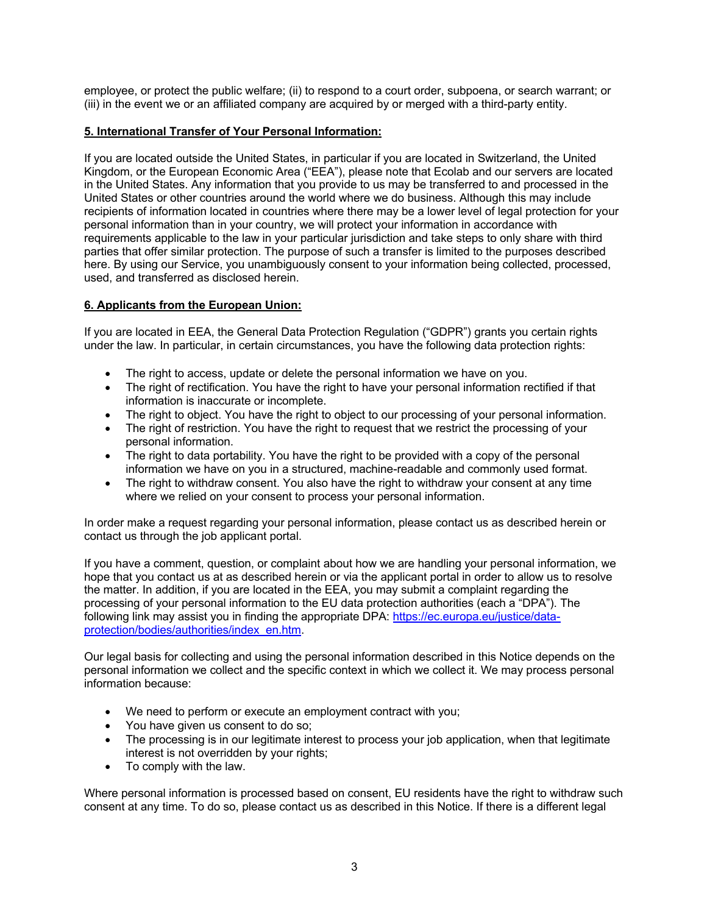employee, or protect the public welfare; (ii) to respond to a court order, subpoena, or search warrant; or (iii) in the event we or an affiliated company are acquired by or merged with a third-party entity.

**5. International Transfer of Your Personal Information:**

If you are located outside the United States, in particular if you are located in Switzerland, the United Kingdom, or the European Economic Area ("EEA"), please note that Ecolab and our servers are located in the United States. Any information that you provide to us may be transferred to and processed in the United States or other countries around the world where we do business. Although this may include recipients of information located in countries where there may be a lower level of legal protection for your personal information than in your country, we will protect your information in accordance with requirements applicable to the law in your particular jurisdiction and take steps to only share with third parties that offer similar protection. The purpose of such a transfer is limited to the purposes described here. By using our Service, you unambiguously consent to your information being collected, processed, used, and transferred as disclosed herein.

**6. Applicants from the European Union:**

If you are located in EEA, the General Data Protection Regulation ("GDPR") grants you certain rights under the law. In particular, in certain circumstances, you have the following data protection rights:

- The right to access, update or delete the personal information we have on you.
- The right of rectification. You have the right to have your personal information rectified if that information is inaccurate or incomplete.
- The right to object. You have the right to object to our processing of your personal information.
- The right of restriction. You have the right to request that we restrict the processing of your personal information.
- The right to data portability. You have the right to be provided with a copy of the personal information we have on you in a structured, machine-readable and commonly used format.
- The right to withdraw consent. You also have the right to withdraw your consent at any time where we relied on your consent to process your personal information.

In order make a request regarding your personal information, please contact us as described herein or contact us through the job applicant portal.

If you have a comment, question, or complaint about how we are handling your personal information, we hope that you contact us at as described herein or via the applicant portal in order to allow us to resolve the matter. In addition, if you are located in the EEA, you may submit a complaint regarding the processing of your personal information to the EU data protection authorities (each a "DPA"). The following link may assist you in finding the appropriate DPA: [https://ec.europa.eu/justice/data-protection/bodies/authorities/index_en.htm](https://ec.europa.eu/justice/data-protection/bodies/authorities/index_en.htm).

Our legal basis for collecting and using the personal information described in this Notice depends on the personal information we collect and the specific context in which we collect it. We may process personal information because:

- We need to perform or execute an employment contract with you;
- You have given us consent to do so;
- The processing is in our legitimate interest to process your job application, when that legitimate interest is not overridden by your rights;
- To comply with the law.

Where personal information is processed based on consent, EU residents have the right to withdraw such consent at any time. To do so, please contact us as described in this Notice. If there is a different legal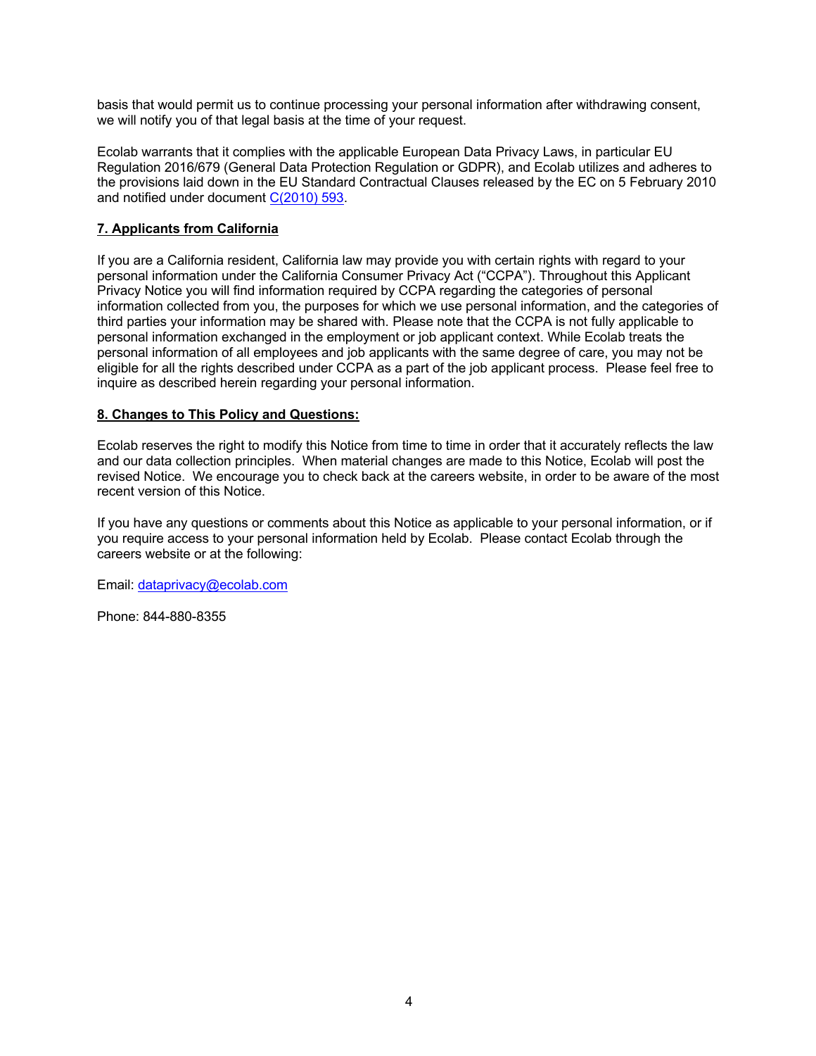basis that would permit us to continue processing your personal information after withdrawing consent, we will notify you of that legal basis at the time of your request.

Ecolab warrants that it complies with the applicable European Data Privacy Laws, in particular EU Regulation 2016/679 (General Data Protection Regulation or GDPR), and Ecolab utilizes and adheres to the provisions laid down in the EU Standard Contractual Clauses released by the EC on 5 February 2010 and notified under document C(2010) 593.

## 7. Applicants from California

If you are a California resident, California law may provide you with certain rights with regard to your personal information under the California Consumer Privacy Act ("CCPA"). Throughout this Applicant Privacy Notice you will find information required by CCPA regarding the categories of personal information collected from you, the purposes for which we use personal information, and the categories of third parties your information may be shared with. Please note that the CCPA is not fully applicable to personal information exchanged in the employment or job applicant context. While Ecolab treats the personal information of all employees and job applicants with the same degree of care, you may not be eligible for all the rights described under CCPA as a part of the job applicant process. Please feel free to inquire as described herein regarding your personal information.

## 8. Changes to This Policy and Questions:

Ecolab reserves the right to modify this Notice from time to time in order that it accurately reflects the law and our data collection principles. When material changes are made to this Notice, Ecolab will post the revised Notice. We encourage you to check back at the careers website, in order to be aware of the most recent version of this Notice.

If you have any questions or comments about this Notice as applicable to your personal information, or if you require access to your personal information held by Ecolab. Please contact Ecolab through the careers website or at the following:

Email: dataprivacy@ecolab.com

Phone: 844-880-8355